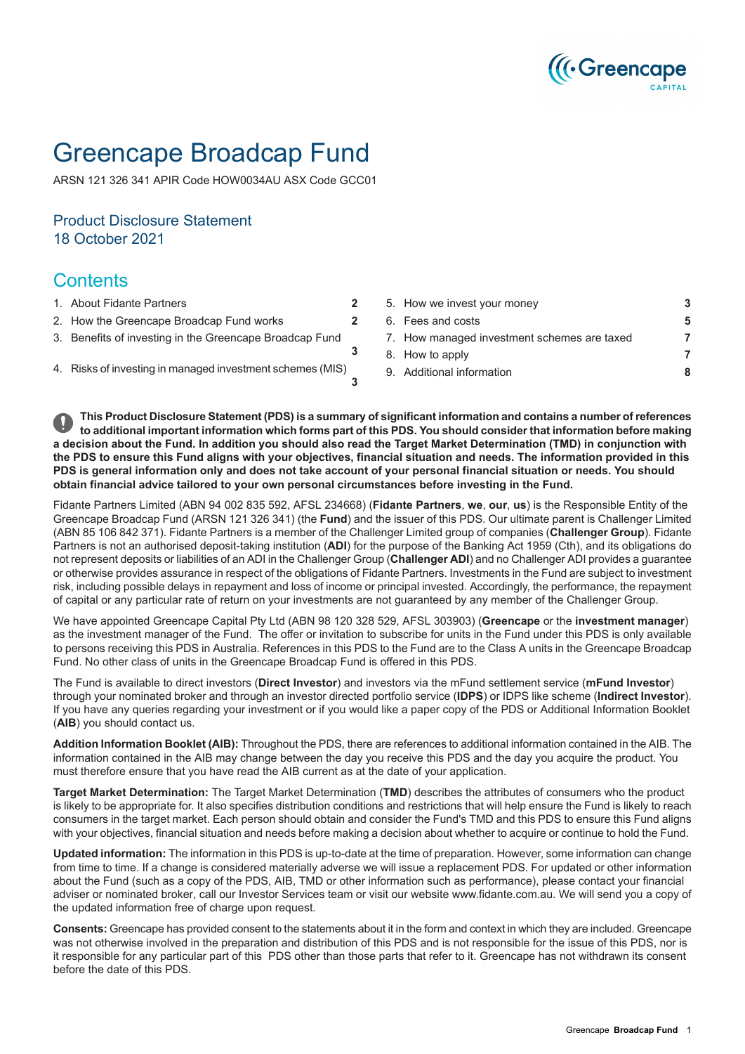# Greencape Broadcap Fund

ARSN 121 326 341 APIR Code HOW0034AU ASX Code GCC01

## Product Disclosure Statement
## 18 October 2021

## Contents

| | |
|---|---|
| 1. About Fidante Partners | 2 |
| 2. How the Greencape Broadcap Fund works | 2 |
| 3. Benefits of investing in the Greencape Broadcap Fund | 3 |
| 4. Risks of investing in managed investment schemes (MIS) | 3 |
| 5. How we invest your money | 3 |
| 6. Fees and costs | 5 |
| 7. How managed investment schemes are taxed | 7 |
| 8. How to apply | 7 |
| 9. Additional information | 8 |

**This Product Disclosure Statement (PDS) is a summary of significant information and contains a number of references to additional important information which forms part of this PDS. You should consider that information before making a decision about the Fund. In addition you should also read the Target Market Determination (TMD) in conjunction with the PDS to ensure this Fund aligns with your objectives, financial situation and needs. The information provided in this PDS is general information only and does not take account of your personal financial situation or needs. You should obtain financial advice tailored to your own personal circumstances before investing in the Fund.**

Fidante Partners Limited (ABN 94 002 835 592, AFSL 234668) (**Fidante Partners**, **we**, **our**, **us**) is the Responsible Entity of the Greencape Broadcap Fund (ARSN 121 326 341) (the **Fund**) and the issuer of this PDS. Our ultimate parent is Challenger Limited (ABN 85 106 842 371). Fidante Partners is a member of the Challenger Limited group of companies (**Challenger Group**). Fidante Partners is not an authorised deposit-taking institution (**ADI**) for the purpose of the Banking Act 1959 (Cth), and its obligations do not represent deposits or liabilities of an ADI in the Challenger Group (**Challenger ADI**) and no Challenger ADI provides a guarantee or otherwise provides assurance in respect of the obligations of Fidante Partners. Investments in the Fund are subject to investment risk, including possible delays in repayment and loss of income or principal invested. Accordingly, the performance, the repayment of capital or any particular rate of return on your investments are not guaranteed by any member of the Challenger Group.

We have appointed Greencape Capital Pty Ltd (ABN 98 120 328 529, AFSL 303903) (**Greencape** or the **investment manager**) as the investment manager of the Fund. The offer or invitation to subscribe for units in the Fund under this PDS is only available to persons receiving this PDS in Australia. References in this PDS to the Fund are to the Class A units in the Greencape Broadcap Fund. No other class of units in the Greencape Broadcap Fund is offered in this PDS.

The Fund is available to direct investors (**Direct Investor**) and investors via the mFund settlement service (**mFund Investor**) through your nominated broker and through an investor directed portfolio service (**IDPS**) or IDPS like scheme (**Indirect Investor**). If you have any queries regarding your investment or if you would like a paper copy of the PDS or Additional Information Booklet (**AIB**) you should contact us.

**Addition Information Booklet (AIB):** Throughout the PDS, there are references to additional information contained in the AIB. The information contained in the AIB may change between the day you receive this PDS and the day you acquire the product. You must therefore ensure that you have read the AIB current as at the date of your application.

**Target Market Determination:** The Target Market Determination (**TMD**) describes the attributes of consumers who the product is likely to be appropriate for. It also specifies distribution conditions and restrictions that will help ensure the Fund is likely to reach consumers in the target market. Each person should obtain and consider the Fund's TMD and this PDS to ensure this Fund aligns with your objectives, financial situation and needs before making a decision about whether to acquire or continue to hold the Fund.

**Updated information:** The information in this PDS is up-to-date at the time of preparation. However, some information can change from time to time. If a change is considered materially adverse we will issue a replacement PDS. For updated or other information about the Fund (such as a copy of the PDS, AIB, TMD or other information such as performance), please contact your financial adviser or nominated broker, call our Investor Services team or visit our website www.fidante.com.au. We will send you a copy of the updated information free of charge upon request.

**Consents:** Greencape has provided consent to the statements about it in the form and context in which they are included. Greencape was not otherwise involved in the preparation and distribution of this PDS and is not responsible for the issue of this PDS, nor is it responsible for any particular part of this PDS other than those parts that refer to it. Greencape has not withdrawn its consent before the date of this PDS.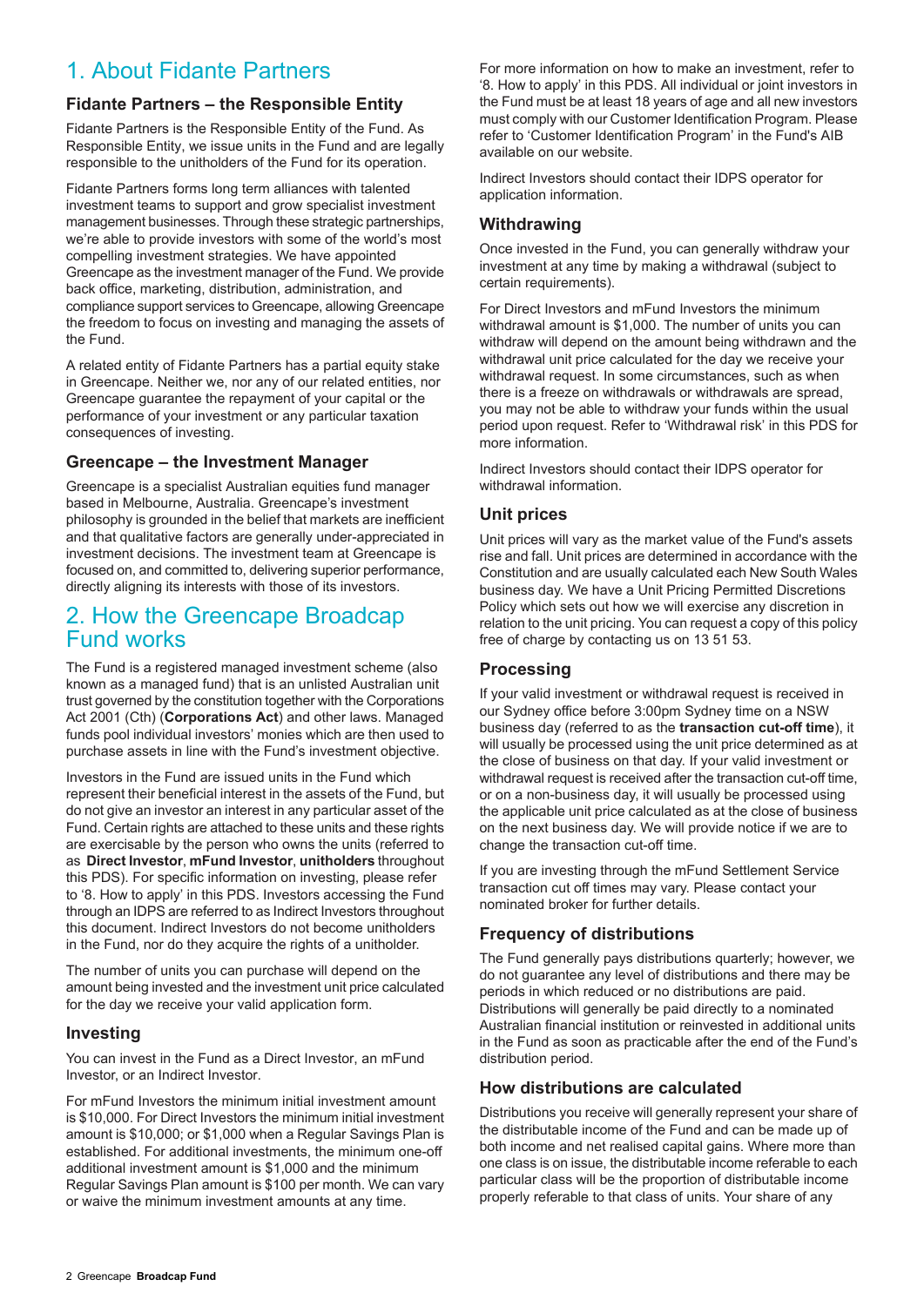# 1. About Fidante Partners

### Fidante Partners – the Responsible Entity

Fidante Partners is the Responsible Entity of the Fund. As Responsible Entity, we issue units in the Fund and are legally responsible to the unitholders of the Fund for its operation.

Fidante Partners forms long term alliances with talented investment teams to support and grow specialist investment management businesses. Through these strategic partnerships, we're able to provide investors with some of the world's most compelling investment strategies. We have appointed Greencape as the investment manager of the Fund. We provide back office, marketing, distribution, administration, and compliance support services to Greencape, allowing Greencape the freedom to focus on investing and managing the assets of the Fund.

A related entity of Fidante Partners has a partial equity stake in Greencape. Neither we, nor any of our related entities, nor Greencape guarantee the repayment of your capital or the performance of your investment or any particular taxation consequences of investing.

### Greencape – the Investment Manager

Greencape is a specialist Australian equities fund manager based in Melbourne, Australia. Greencape's investment philosophy is grounded in the belief that markets are inefficient and that qualitative factors are generally under-appreciated in investment decisions. The investment team at Greencape is focused on, and committed to, delivering superior performance, directly aligning its interests with those of its investors.

# 2. How the Greencape Broadcap Fund works

The Fund is a registered managed investment scheme (also known as a managed fund) that is an unlisted Australian unit trust governed by the constitution together with the Corporations Act 2001 (Cth) (**Corporations Act**) and other laws. Managed funds pool individual investors' monies which are then used to purchase assets in line with the Fund's investment objective.

Investors in the Fund are issued units in the Fund which represent their beneficial interest in the assets of the Fund, but do not give an investor an interest in any particular asset of the Fund. Certain rights are attached to these units and these rights are exercisable by the person who owns the units (referred to as **Direct Investor**, **mFund Investor**, **unitholders** throughout this PDS). For specific information on investing, please refer to '8. How to apply' in this PDS. Investors accessing the Fund through an IDPS are referred to as Indirect Investors throughout this document. Indirect Investors do not become unitholders in the Fund, nor do they acquire the rights of a unitholder.

The number of units you can purchase will depend on the amount being invested and the investment unit price calculated for the day we receive your valid application form.

### Investing

You can invest in the Fund as a Direct Investor, an mFund Investor, or an Indirect Investor.

For mFund Investors the minimum initial investment amount is $10,000. For Direct Investors the minimum initial investment amount is $10,000; or $1,000 when a Regular Savings Plan is established. For additional investments, the minimum one-off additional investment amount is $1,000 and the minimum Regular Savings Plan amount is $100 per month. We can vary or waive the minimum investment amounts at any time.

For more information on how to make an investment, refer to '8. How to apply' in this PDS. All individual or joint investors in the Fund must be at least 18 years of age and all new investors must comply with our Customer Identification Program. Please refer to 'Customer Identification Program' in the Fund's AIB available on our website.

Indirect Investors should contact their IDPS operator for application information.

### Withdrawing

Once invested in the Fund, you can generally withdraw your investment at any time by making a withdrawal (subject to certain requirements).

For Direct Investors and mFund Investors the minimum withdrawal amount is $1,000. The number of units you can withdraw will depend on the amount being withdrawn and the withdrawal unit price calculated for the day we receive your withdrawal request. In some circumstances, such as when there is a freeze on withdrawals or withdrawals are spread, you may not be able to withdraw your funds within the usual period upon request. Refer to 'Withdrawal risk' in this PDS for more information.

Indirect Investors should contact their IDPS operator for withdrawal information.

### Unit prices

Unit prices will vary as the market value of the Fund's assets rise and fall. Unit prices are determined in accordance with the Constitution and are usually calculated each New South Wales business day. We have a Unit Pricing Permitted Discretions Policy which sets out how we will exercise any discretion in relation to the unit pricing. You can request a copy of this policy free of charge by contacting us on 13 51 53.

### Processing

If your valid investment or withdrawal request is received in our Sydney office before 3:00pm Sydney time on a NSW business day (referred to as the **transaction cut-off time**), it will usually be processed using the unit price determined as at the close of business on that day. If your valid investment or withdrawal request is received after the transaction cut-off time, or on a non-business day, it will usually be processed using the applicable unit price calculated as at the close of business on the next business day. We will provide notice if we are to change the transaction cut-off time.

If you are investing through the mFund Settlement Service transaction cut off times may vary. Please contact your nominated broker for further details.

### Frequency of distributions

The Fund generally pays distributions quarterly; however, we do not guarantee any level of distributions and there may be periods in which reduced or no distributions are paid. Distributions will generally be paid directly to a nominated Australian financial institution or reinvested in additional units in the Fund as soon as practicable after the end of the Fund's distribution period.

### How distributions are calculated

Distributions you receive will generally represent your share of the distributable income of the Fund and can be made up of both income and net realised capital gains. Where more than one class is on issue, the distributable income referable to each particular class will be the proportion of distributable income properly referable to that class of units. Your share of any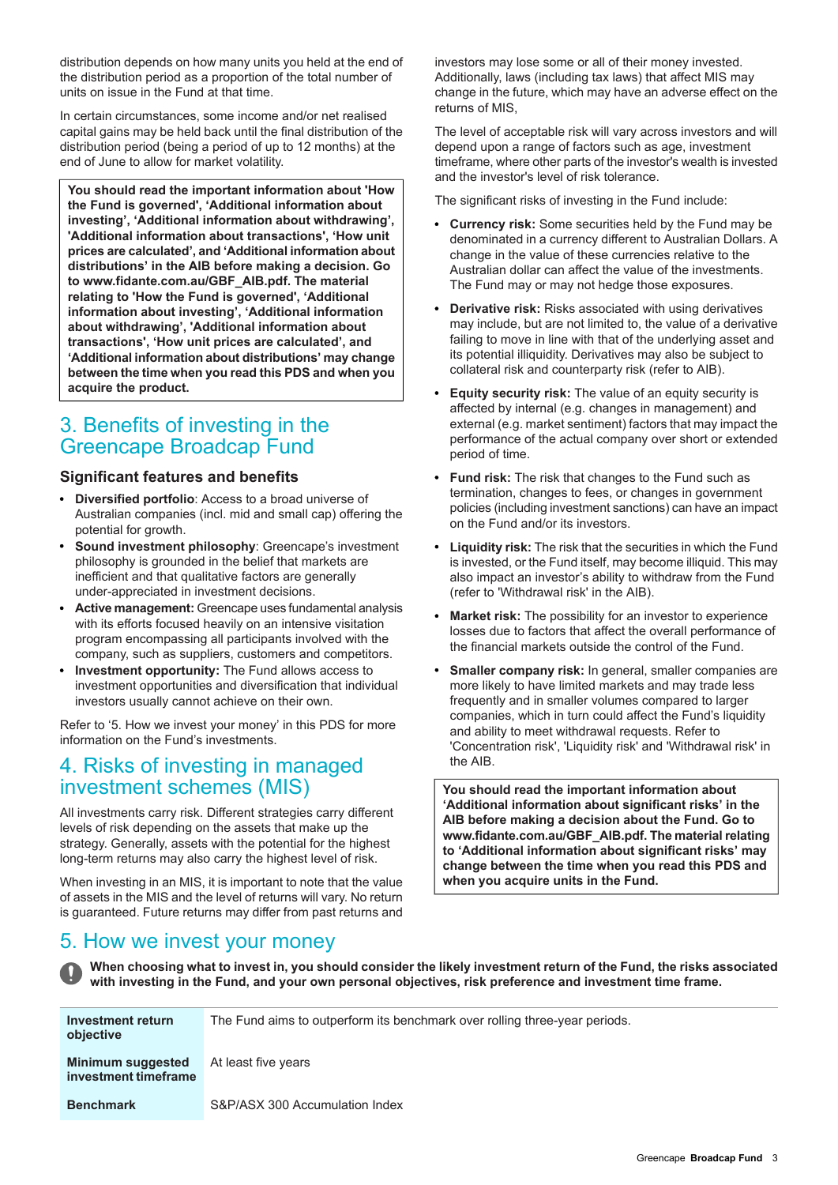distribution depends on how many units you held at the end of the distribution period as a proportion of the total number of units on issue in the Fund at that time.

In certain circumstances, some income and/or net realised capital gains may be held back until the final distribution of the distribution period (being a period of up to 12 months) at the end of June to allow for market volatility.

**You should read the important information about 'How the Fund is governed', 'Additional information about investing', 'Additional information about withdrawing', 'Additional information about transactions', 'How unit prices are calculated', and 'Additional information about distributions' in the AIB before making a decision. Go to www.fidante.com.au/GBF_AIB.pdf. The material relating to 'How the Fund is governed', 'Additional information about investing', 'Additional information about withdrawing', 'Additional information about transactions', 'How unit prices are calculated', and 'Additional information about distributions' may change between the time when you read this PDS and when you acquire the product.**

## 3. Benefits of investing in the Greencape Broadcap Fund

### Significant features and benefits

- **Diversified portfolio**: Access to a broad universe of Australian companies (incl. mid and small cap) offering the potential for growth.
- **Sound investment philosophy**: Greencape's investment philosophy is grounded in the belief that markets are inefficient and that qualitative factors are generally under-appreciated in investment decisions.
- **Active management:** Greencape uses fundamental analysis with its efforts focused heavily on an intensive visitation program encompassing all participants involved with the company, such as suppliers, customers and competitors.
- **Investment opportunity:** The Fund allows access to investment opportunities and diversification that individual investors usually cannot achieve on their own.

Refer to '5. How we invest your money' in this PDS for more information on the Fund's investments.

## 4. Risks of investing in managed investment schemes (MIS)

All investments carry risk. Different strategies carry different levels of risk depending on the assets that make up the strategy. Generally, assets with the potential for the highest long-term returns may also carry the highest level of risk.

When investing in an MIS, it is important to note that the value of assets in the MIS and the level of returns will vary. No return is guaranteed. Future returns may differ from past returns and investors may lose some or all of their money invested. Additionally, laws (including tax laws) that affect MIS may change in the future, which may have an adverse effect on the returns of MIS,

The level of acceptable risk will vary across investors and will depend upon a range of factors such as age, investment timeframe, where other parts of the investor's wealth is invested and the investor's level of risk tolerance.

The significant risks of investing in the Fund include:

- **Currency risk:** Some securities held by the Fund may be denominated in a currency different to Australian Dollars. A change in the value of these currencies relative to the Australian dollar can affect the value of the investments. The Fund may or may not hedge those exposures.
- **Derivative risk:** Risks associated with using derivatives may include, but are not limited to, the value of a derivative failing to move in line with that of the underlying asset and its potential illiquidity. Derivatives may also be subject to collateral risk and counterparty risk (refer to AIB).
- **Equity security risk:** The value of an equity security is affected by internal (e.g. changes in management) and external (e.g. market sentiment) factors that may impact the performance of the actual company over short or extended period of time.
- **Fund risk:** The risk that changes to the Fund such as termination, changes to fees, or changes in government policies (including investment sanctions) can have an impact on the Fund and/or its investors.
- **Liquidity risk:** The risk that the securities in which the Fund is invested, or the Fund itself, may become illiquid. This may also impact an investor's ability to withdraw from the Fund (refer to 'Withdrawal risk' in the AIB).
- **Market risk:** The possibility for an investor to experience losses due to factors that affect the overall performance of the financial markets outside the control of the Fund.
- **Smaller company risk:** In general, smaller companies are more likely to have limited markets and may trade less frequently and in smaller volumes compared to larger companies, which in turn could affect the Fund's liquidity and ability to meet withdrawal requests. Refer to 'Concentration risk', 'Liquidity risk' and 'Withdrawal risk' in the AIB.

**You should read the important information about 'Additional information about significant risks' in the AIB before making a decision about the Fund. Go to www.fidante.com.au/GBF_AIB.pdf. The material relating to 'Additional information about significant risks' may change between the time when you read this PDS and when you acquire units in the Fund.**

## 5. How we invest your money

**When choosing what to invest in, you should consider the likely investment return of the Fund, the risks associated with investing in the Fund, and your own personal objectives, risk preference and investment time frame.**

| | |
|---|---|
| **Investment return objective** | The Fund aims to outperform its benchmark over rolling three-year periods. |
| **Minimum suggested investment timeframe** | At least five years |
| **Benchmark** | S&P/ASX 300 Accumulation Index |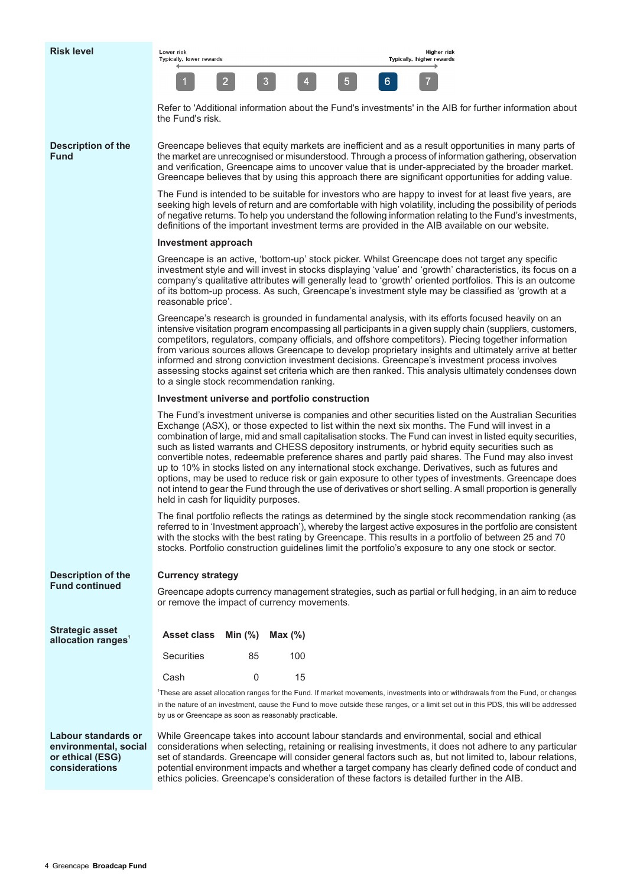## Risk level

Lower risk
Typically, lower rewards

Higher risk
Typically, higher rewards

1 2 3 4 5 **6** 7

Refer to 'Additional information about the Fund's investments' in the AIB for further information about the Fund's risk.

## Description of the Fund

Greencape believes that equity markets are inefficient and as a result opportunities in many parts of the market are unrecognised or misunderstood. Through a process of information gathering, observation and verification, Greencape aims to uncover value that is under-appreciated by the broader market. Greencape believes that by using this approach there are significant opportunities for adding value.

The Fund is intended to be suitable for investors who are happy to invest for at least five years, are seeking high levels of return and are comfortable with high volatility, including the possibility of periods of negative returns. To help you understand the following information relating to the Fund's investments, definitions of the important investment terms are provided in the AIB available on our website.

### Investment approach

Greencape is an active, 'bottom-up' stock picker. Whilst Greencape does not target any specific investment style and will invest in stocks displaying 'value' and 'growth' characteristics, its focus on a company's qualitative attributes will generally lead to 'growth' oriented portfolios. This is an outcome of its bottom-up process. As such, Greencape's investment style may be classified as 'growth at a reasonable price'.

Greencape's research is grounded in fundamental analysis, with its efforts focused heavily on an intensive visitation program encompassing all participants in a given supply chain (suppliers, customers, competitors, regulators, company officials, and offshore competitors). Piecing together information from various sources allows Greencape to develop proprietary insights and ultimately arrive at better informed and strong conviction investment decisions. Greencape's investment process involves assessing stocks against set criteria which are then ranked. This analysis ultimately condenses down to a single stock recommendation ranking.

### Investment universe and portfolio construction

The Fund's investment universe is companies and other securities listed on the Australian Securities Exchange (ASX), or those expected to list within the next six months. The Fund will invest in a combination of large, mid and small capitalisation stocks. The Fund can invest in listed equity securities, such as listed warrants and CHESS depository instruments, or hybrid equity securities such as convertible notes, redeemable preference shares and partly paid shares. The Fund may also invest up to 10% in stocks listed on any international stock exchange. Derivatives, such as futures and options, may be used to reduce risk or gain exposure to other types of investments. Greencape does not intend to gear the Fund through the use of derivatives or short selling. A small proportion is generally held in cash for liquidity purposes.

The final portfolio reflects the ratings as determined by the single stock recommendation ranking (as referred to in 'Investment approach'), whereby the largest active exposures in the portfolio are consistent with the stocks with the best rating by Greencape. This results in a portfolio of between 25 and 70 stocks. Portfolio construction guidelines limit the portfolio's exposure to any one stock or sector.

## Description of the Fund continued

### Currency strategy

Greencape adopts currency management strategies, such as partial or full hedging, in an aim to reduce or remove the impact of currency movements.

## Strategic asset allocation ranges[1]

| Asset class | Min (%) | Max (%) |
|---|---|---|
| Securities | 85 | 100 |
| Cash | 0 | 15 |

[1]These are asset allocation ranges for the Fund. If market movements, investments into or withdrawals from the Fund, or changes in the nature of an investment, cause the Fund to move outside these ranges, or a limit set out in this PDS, this will be addressed by us or Greencape as soon as reasonably practicable.

## Labour standards or environmental, social or ethical (ESG) considerations

While Greencape takes into account labour standards and environmental, social and ethical considerations when selecting, retaining or realising investments, it does not adhere to any particular set of standards. Greencape will consider general factors such as, but not limited to, labour relations, potential environment impacts and whether a target company has clearly defined code of conduct and ethics policies. Greencape's consideration of these factors is detailed further in the AIB.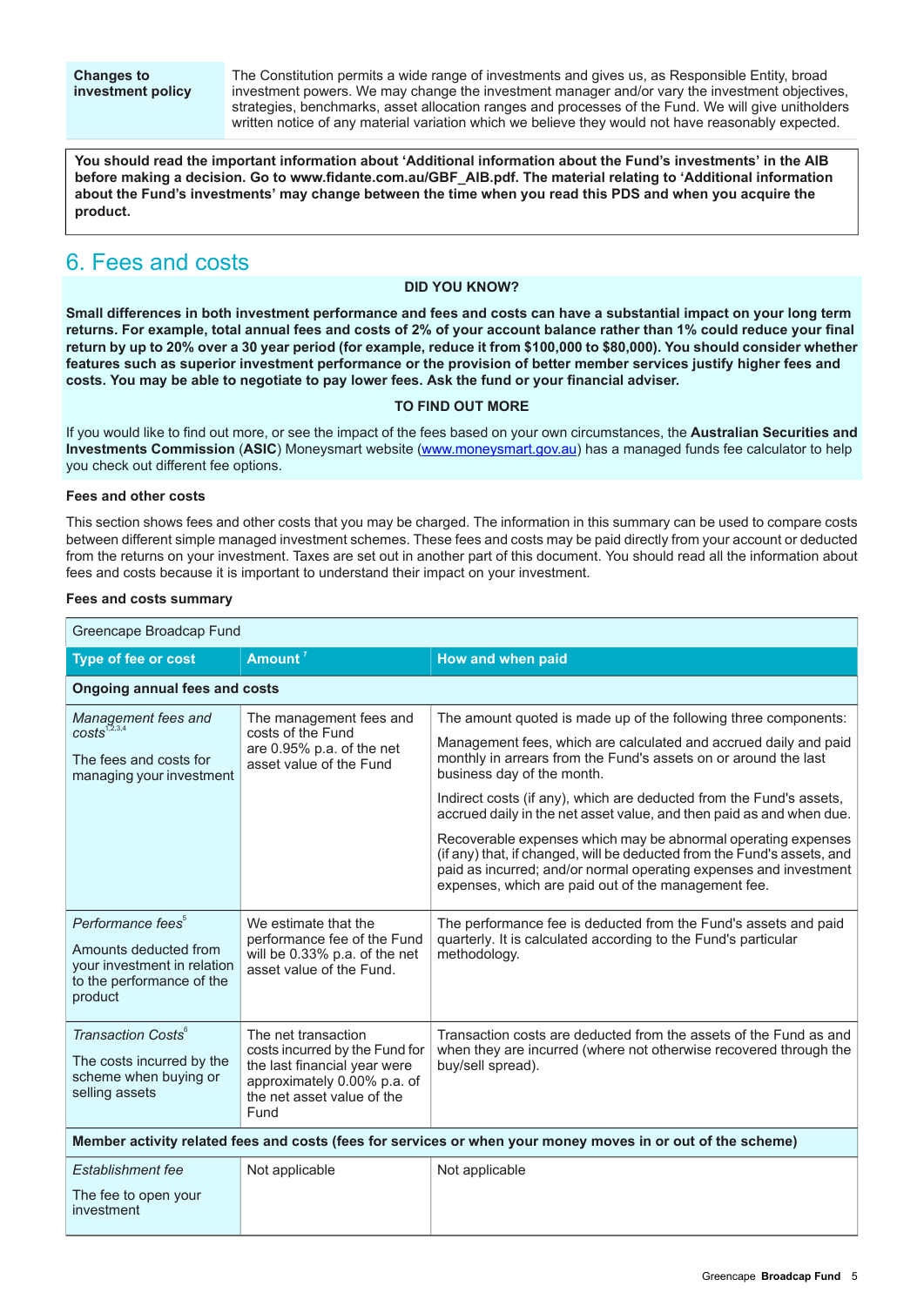| Changes to investment policy | The Constitution permits a wide range of investments and gives us, as Responsible Entity, broad investment powers. We may change the investment manager and/or vary the investment objectives, strategies, benchmarks, asset allocation ranges and processes of the Fund. We will give unitholders written notice of any material variation which we believe they would not have reasonably expected. |
|---|---|

**You should read the important information about 'Additional information about the Fund's investments' in the AIB before making a decision. Go to www.fidante.com.au/GBF_AIB.pdf. The material relating to 'Additional information about the Fund's investments' may change between the time when you read this PDS and when you acquire the product.**

## 6. Fees and costs

**DID YOU KNOW?**

**Small differences in both investment performance and fees and costs can have a substantial impact on your long term returns. For example, total annual fees and costs of 2% of your account balance rather than 1% could reduce your final return by up to 20% over a 30 year period (for example, reduce it from $100,000 to $80,000). You should consider whether features such as superior investment performance or the provision of better member services justify higher fees and costs. You may be able to negotiate to pay lower fees. Ask the fund or your financial adviser.**

**TO FIND OUT MORE**

If you would like to find out more, or see the impact of the fees based on your own circumstances, the **Australian Securities and Investments Commission** (**ASIC**) Moneysmart website (www.moneysmart.gov.au) has a managed funds fee calculator to help you check out different fee options.

**Fees and other costs**

This section shows fees and other costs that you may be charged. The information in this summary can be used to compare costs between different simple managed investment schemes. These fees and costs may be paid directly from your account or deducted from the returns on your investment. Taxes are set out in another part of this document. You should read all the information about fees and costs because it is important to understand their impact on your investment.

**Fees and costs summary**

| Greencape Broadcap Fund | | |
|---|---|---|
| **Type of fee or cost** | **Amount** [7] | **How and when paid** |
| **Ongoing annual fees and costs** | | |
| *Management fees and costs*[1,2,3,4]<br><br>The fees and costs for managing your investment | The management fees and costs of the Fund are 0.95% p.a. of the net asset value of the Fund | The amount quoted is made up of the following three components:<br><br>Management fees, which are calculated and accrued daily and paid monthly in arrears from the Fund's assets on or around the last business day of the month.<br><br>Indirect costs (if any), which are deducted from the Fund's assets, accrued daily in the net asset value, and then paid as and when due.<br><br>Recoverable expenses which may be abnormal operating expenses (if any) that, if changed, will be deducted from the Fund's assets, and paid as incurred; and/or normal operating expenses and investment expenses, which are paid out of the management fee. |
| *Performance fees*[5]<br><br>Amounts deducted from your investment in relation to the performance of the product | We estimate that the performance fee of the Fund will be 0.33% p.a. of the net asset value of the Fund. | The performance fee is deducted from the Fund's assets and paid quarterly. It is calculated according to the Fund's particular methodology. |
| *Transaction Costs*[6]<br><br>The costs incurred by the scheme when buying or selling assets | The net transaction costs incurred by the Fund for the last financial year were approximately 0.00% p.a. of the net asset value of the Fund | Transaction costs are deducted from the assets of the Fund as and when they are incurred (where not otherwise recovered through the buy/sell spread). |
| **Member activity related fees and costs (fees for services or when your money moves in or out of the scheme)** | | |
| *Establishment fee*<br><br>The fee to open your investment | Not applicable | Not applicable |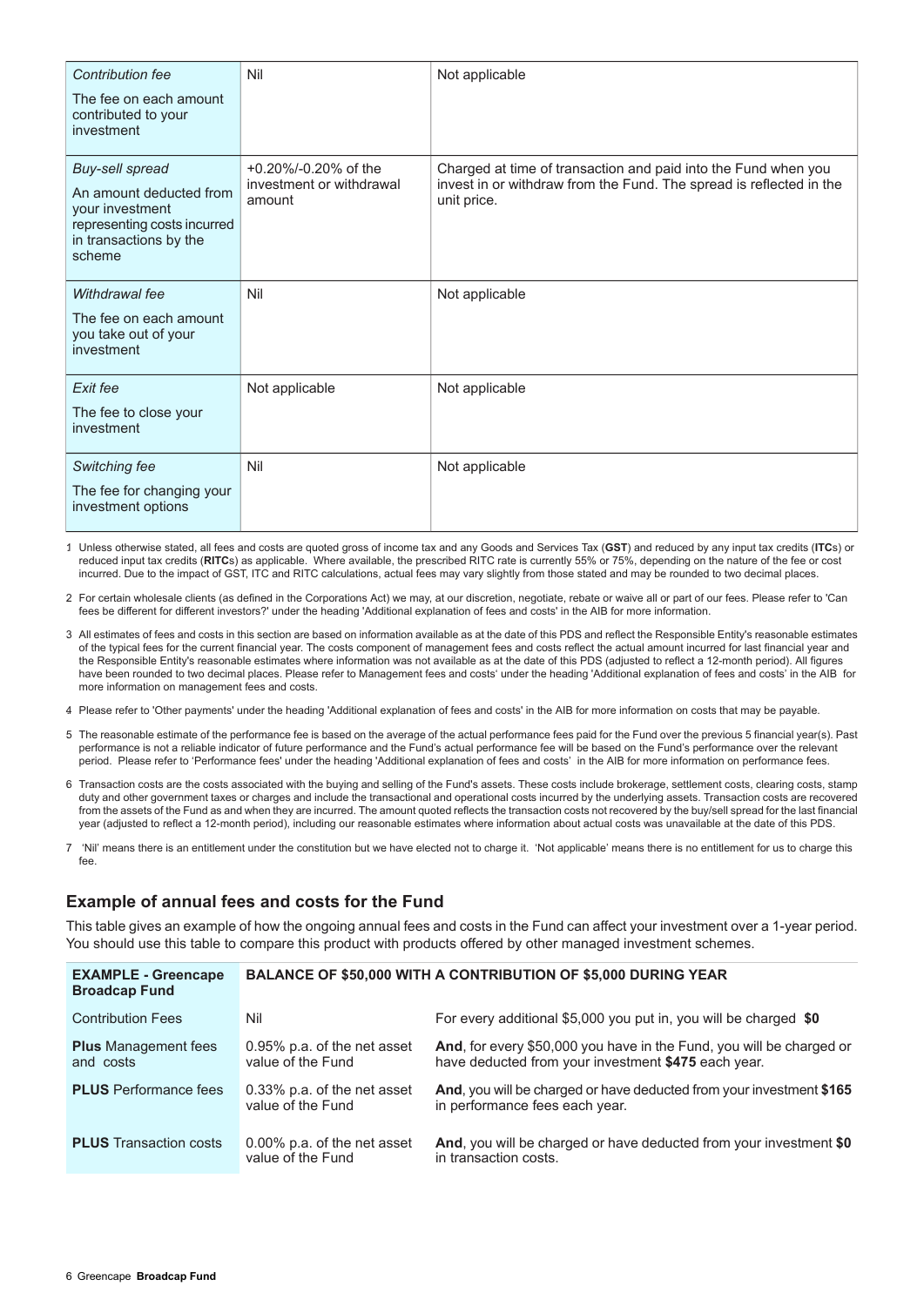| | | |
|---|---|---|
| *Contribution fee*<br>The fee on each amount contributed to your investment | Nil | Not applicable |
| *Buy-sell spread*<br>An amount deducted from your investment representing costs incurred in transactions by the scheme | +0.20%/-0.20% of the investment or withdrawal amount | Charged at time of transaction and paid into the Fund when you invest in or withdraw from the Fund. The spread is reflected in the unit price. |
| *Withdrawal fee*<br>The fee on each amount you take out of your investment | Nil | Not applicable |
| *Exit fee*<br>The fee to close your investment | Not applicable | Not applicable |
| *Switching fee*<br>The fee for changing your investment options | Nil | Not applicable |

1 Unless otherwise stated, all fees and costs are quoted gross of income tax and any Goods and Services Tax (**GST**) and reduced by any input tax credits (**ITC**s) or reduced input tax credits (**RITC**s) as applicable. Where available, the prescribed RITC rate is currently 55% or 75%, depending on the nature of the fee or cost incurred. Due to the impact of GST, ITC and RITC calculations, actual fees may vary slightly from those stated and may be rounded to two decimal places.

2 For certain wholesale clients (as defined in the Corporations Act) we may, at our discretion, negotiate, rebate or waive all or part of our fees. Please refer to 'Can fees be different for different investors?' under the heading 'Additional explanation of fees and costs' in the AIB for more information.

3 All estimates of fees and costs in this section are based on information available as at the date of this PDS and reflect the Responsible Entity's reasonable estimates of the typical fees for the current financial year. The costs component of management fees and costs reflect the actual amount incurred for last financial year and the Responsible Entity's reasonable estimates where information was not available as at the date of this PDS (adjusted to reflect a 12-month period). All figures have been rounded to two decimal places. Please refer to Management fees and costs' under the heading 'Additional explanation of fees and costs' in the AIB for more information on management fees and costs.

4 Please refer to 'Other payments' under the heading 'Additional explanation of fees and costs' in the AIB for more information on costs that may be payable.

5 The reasonable estimate of the performance fee is based on the average of the actual performance fees paid for the Fund over the previous 5 financial year(s). Past performance is not a reliable indicator of future performance and the Fund's actual performance fee will be based on the Fund's performance over the relevant period. Please refer to 'Performance fees' under the heading 'Additional explanation of fees and costs' in the AIB for more information on performance fees.

6 Transaction costs are the costs associated with the buying and selling of the Fund's assets. These costs include brokerage, settlement costs, clearing costs, stamp duty and other government taxes or charges and include the transactional and operational costs incurred by the underlying assets. Transaction costs are recovered from the assets of the Fund as and when they are incurred. The amount quoted reflects the transaction costs not recovered by the buy/sell spread for the last financial year (adjusted to reflect a 12-month period), including our reasonable estimates where information about actual costs was unavailable at the date of this PDS.

7 'Nil' means there is an entitlement under the constitution but we have elected not to charge it. 'Not applicable' means there is no entitlement for us to charge this fee.

## Example of annual fees and costs for the Fund

This table gives an example of how the ongoing annual fees and costs in the Fund can affect your investment over a 1-year period. You should use this table to compare this product with products offered by other managed investment schemes.

| **EXAMPLE - Greencape Broadcap Fund** | **BALANCE OF $50,000 WITH A CONTRIBUTION OF $5,000 DURING YEAR** | |
|---|---|---|
| Contribution Fees | Nil | For every additional $5,000 you put in, you will be charged **$0** |
| **Plus** Management fees and costs | 0.95% p.a. of the net asset value of the Fund | **And**, for every $50,000 you have in the Fund, you will be charged or have deducted from your investment **$475** each year. |
| **PLUS** Performance fees | 0.33% p.a. of the net asset value of the Fund | **And**, you will be charged or have deducted from your investment **$165** in performance fees each year. |
| **PLUS** Transaction costs | 0.00% p.a. of the net asset value of the Fund | **And**, you will be charged or have deducted from your investment **$0** in transaction costs. |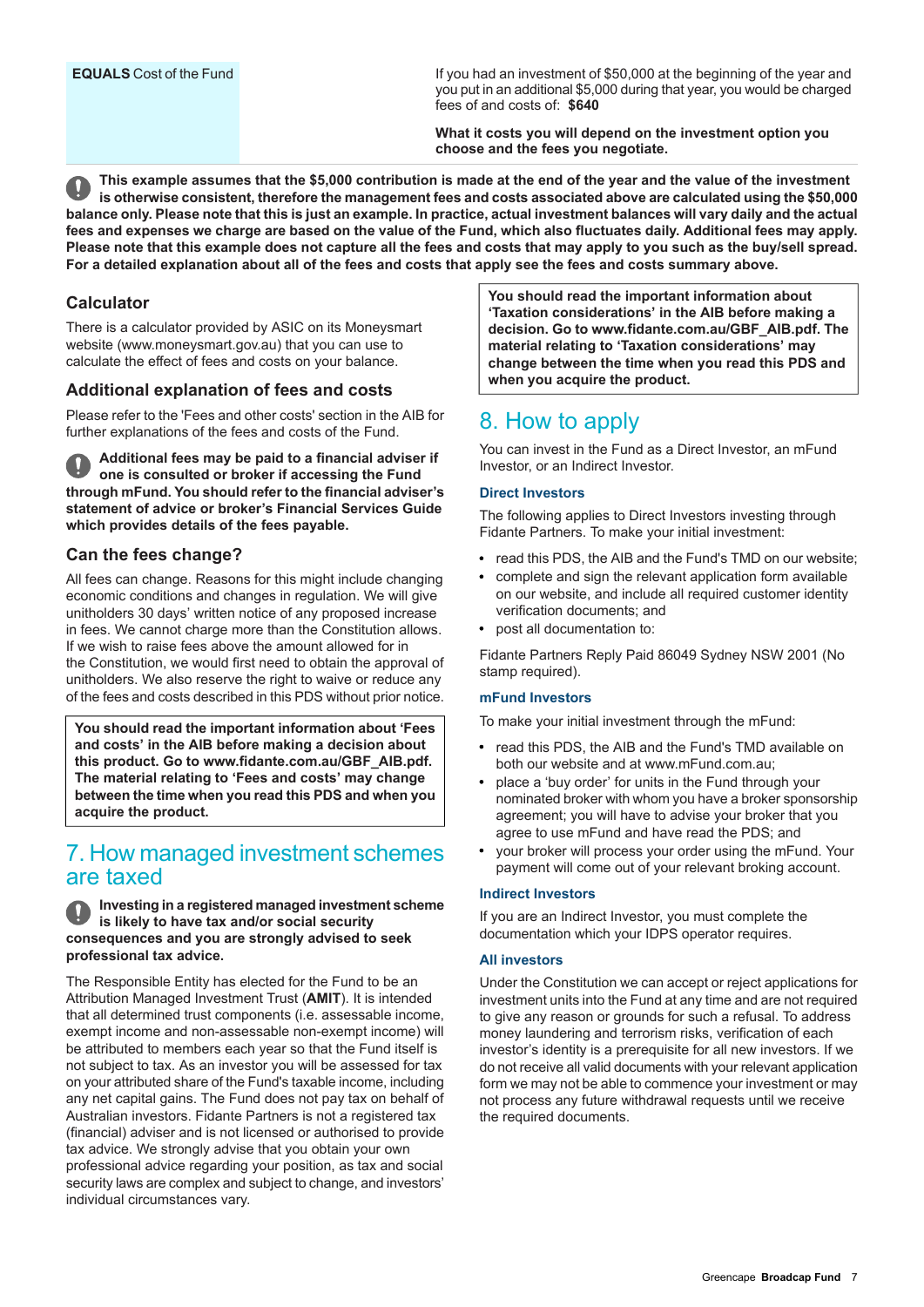| **EQUALS** Cost of the Fund | If you had an investment of $50,000 at the beginning of the year and you put in an additional $5,000 during that year, you would be charged fees of and costs of: **$640**<br><br>**What it costs you will depend on the investment option you choose and the fees you negotiate.** |
|---|---|

**This example assumes that the $5,000 contribution is made at the end of the year and the value of the investment is otherwise consistent, therefore the management fees and costs associated above are calculated using the $50,000 balance only. Please note that this is just an example. In practice, actual investment balances will vary daily and the actual fees and expenses we charge are based on the value of the Fund, which also fluctuates daily. Additional fees may apply. Please note that this example does not capture all the fees and costs that may apply to you such as the buy/sell spread. For a detailed explanation about all of the fees and costs that apply see the fees and costs summary above.**

### Calculator

There is a calculator provided by ASIC on its Moneysmart website (www.moneysmart.gov.au) that you can use to calculate the effect of fees and costs on your balance.

### Additional explanation of fees and costs

Please refer to the 'Fees and other costs' section in the AIB for further explanations of the fees and costs of the Fund.

**Additional fees may be paid to a financial adviser if one is consulted or broker if accessing the Fund through mFund. You should refer to the financial adviser's statement of advice or broker's Financial Services Guide which provides details of the fees payable.**

### Can the fees change?

All fees can change. Reasons for this might include changing economic conditions and changes in regulation. We will give unitholders 30 days' written notice of any proposed increase in fees. We cannot charge more than the Constitution allows. If we wish to raise fees above the amount allowed for in the Constitution, we would first need to obtain the approval of unitholders. We also reserve the right to waive or reduce any of the fees and costs described in this PDS without prior notice.

**You should read the important information about 'Fees and costs' in the AIB before making a decision about this product. Go to www.fidante.com.au/GBF_AIB.pdf. The material relating to 'Fees and costs' may change between the time when you read this PDS and when you acquire the product.**

## 7. How managed investment schemes are taxed

**Investing in a registered managed investment scheme is likely to have tax and/or social security consequences and you are strongly advised to seek professional tax advice.**

The Responsible Entity has elected for the Fund to be an Attribution Managed Investment Trust (**AMIT**). It is intended that all determined trust components (i.e. assessable income, exempt income and non-assessable non-exempt income) will be attributed to members each year so that the Fund itself is not subject to tax. As an investor you will be assessed for tax on your attributed share of the Fund's taxable income, including any net capital gains. The Fund does not pay tax on behalf of Australian investors. Fidante Partners is not a registered tax (financial) adviser and is not licensed or authorised to provide tax advice. We strongly advise that you obtain your own professional advice regarding your position, as tax and social security laws are complex and subject to change, and investors' individual circumstances vary.

**You should read the important information about 'Taxation considerations' in the AIB before making a decision. Go to www.fidante.com.au/GBF_AIB.pdf. The material relating to 'Taxation considerations' may change between the time when you read this PDS and when you acquire the product.**

## 8. How to apply

You can invest in the Fund as a Direct Investor, an mFund Investor, or an Indirect Investor.

### Direct Investors

The following applies to Direct Investors investing through Fidante Partners. To make your initial investment:

- read this PDS, the AIB and the Fund's TMD on our website;
- complete and sign the relevant application form available on our website, and include all required customer identity verification documents; and
- post all documentation to:

Fidante Partners Reply Paid 86049 Sydney NSW 2001 (No stamp required).

### mFund Investors

To make your initial investment through the mFund:

- read this PDS, the AIB and the Fund's TMD available on both our website and at www.mFund.com.au;
- place a 'buy order' for units in the Fund through your nominated broker with whom you have a broker sponsorship agreement; you will have to advise your broker that you agree to use mFund and have read the PDS; and
- your broker will process your order using the mFund. Your payment will come out of your relevant broking account.

### Indirect Investors

If you are an Indirect Investor, you must complete the documentation which your IDPS operator requires.

### All investors

Under the Constitution we can accept or reject applications for investment units into the Fund at any time and are not required to give any reason or grounds for such a refusal. To address money laundering and terrorism risks, verification of each investor's identity is a prerequisite for all new investors. If we do not receive all valid documents with your relevant application form we may not be able to commence your investment or may not process any future withdrawal requests until we receive the required documents.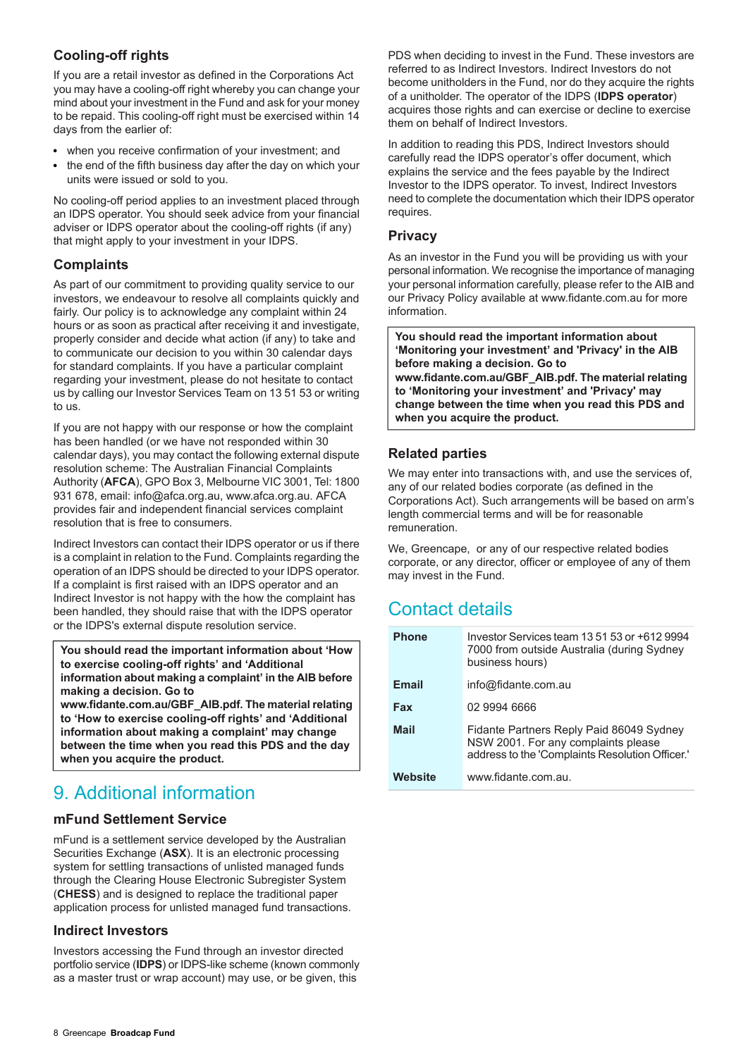### Cooling-off rights

If you are a retail investor as defined in the Corporations Act you may have a cooling-off right whereby you can change your mind about your investment in the Fund and ask for your money to be repaid. This cooling-off right must be exercised within 14 days from the earlier of:

- when you receive confirmation of your investment; and
- the end of the fifth business day after the day on which your units were issued or sold to you.

No cooling-off period applies to an investment placed through an IDPS operator. You should seek advice from your financial adviser or IDPS operator about the cooling-off rights (if any) that might apply to your investment in your IDPS.

### Complaints

As part of our commitment to providing quality service to our investors, we endeavour to resolve all complaints quickly and fairly. Our policy is to acknowledge any complaint within 24 hours or as soon as practical after receiving it and investigate, properly consider and decide what action (if any) to take and to communicate our decision to you within 30 calendar days for standard complaints. If you have a particular complaint regarding your investment, please do not hesitate to contact us by calling our Investor Services Team on 13 51 53 or writing to us.

If you are not happy with our response or how the complaint has been handled (or we have not responded within 30 calendar days), you may contact the following external dispute resolution scheme: The Australian Financial Complaints Authority (**AFCA**), GPO Box 3, Melbourne VIC 3001, Tel: 1800 931 678, email: info@afca.org.au, www.afca.org.au. AFCA provides fair and independent financial services complaint resolution that is free to consumers.

Indirect Investors can contact their IDPS operator or us if there is a complaint in relation to the Fund. Complaints regarding the operation of an IDPS should be directed to your IDPS operator. If a complaint is first raised with an IDPS operator and an Indirect Investor is not happy with the how the complaint has been handled, they should raise that with the IDPS operator or the IDPS's external dispute resolution service.

**You should read the important information about 'How to exercise cooling-off rights' and 'Additional information about making a complaint' in the AIB before making a decision. Go to www.fidante.com.au/GBF_AIB.pdf. The material relating to 'How to exercise cooling-off rights' and 'Additional information about making a complaint' may change between the time when you read this PDS and the day when you acquire the product.**

## 9. Additional information

### mFund Settlement Service

mFund is a settlement service developed by the Australian Securities Exchange (**ASX**). It is an electronic processing system for settling transactions of unlisted managed funds through the Clearing House Electronic Subregister System (**CHESS**) and is designed to replace the traditional paper application process for unlisted managed fund transactions.

### Indirect Investors

Investors accessing the Fund through an investor directed portfolio service (**IDPS**) or IDPS-like scheme (known commonly as a master trust or wrap account) may use, or be given, this PDS when deciding to invest in the Fund. These investors are referred to as Indirect Investors. Indirect Investors do not become unitholders in the Fund, nor do they acquire the rights of a unitholder. The operator of the IDPS (**IDPS operator**) acquires those rights and can exercise or decline to exercise them on behalf of Indirect Investors.

In addition to reading this PDS, Indirect Investors should carefully read the IDPS operator's offer document, which explains the service and the fees payable by the Indirect Investor to the IDPS operator. To invest, Indirect Investors need to complete the documentation which their IDPS operator requires.

### Privacy

As an investor in the Fund you will be providing us with your personal information. We recognise the importance of managing your personal information carefully, please refer to the AIB and our Privacy Policy available at www.fidante.com.au for more information.

**You should read the important information about 'Monitoring your investment' and 'Privacy' in the AIB before making a decision. Go to www.fidante.com.au/GBF_AIB.pdf. The material relating to 'Monitoring your investment' and 'Privacy' may change between the time when you read this PDS and when you acquire the product.**

### Related parties

We may enter into transactions with, and use the services of, any of our related bodies corporate (as defined in the Corporations Act). Such arrangements will be based on arm's length commercial terms and will be for reasonable remuneration.

We, Greencape, or any of our respective related bodies corporate, or any director, officer or employee of any of them may invest in the Fund.

## Contact details

| | |
|---|---|
| **Phone** | Investor Services team 13 51 53 or +612 9994 7000 from outside Australia (during Sydney business hours) |
| **Email** | info@fidante.com.au |
| **Fax** | 02 9994 6666 |
| **Mail** | Fidante Partners Reply Paid 86049 Sydney NSW 2001. For any complaints please address to the 'Complaints Resolution Officer.' |
| **Website** | www.fidante.com.au. |